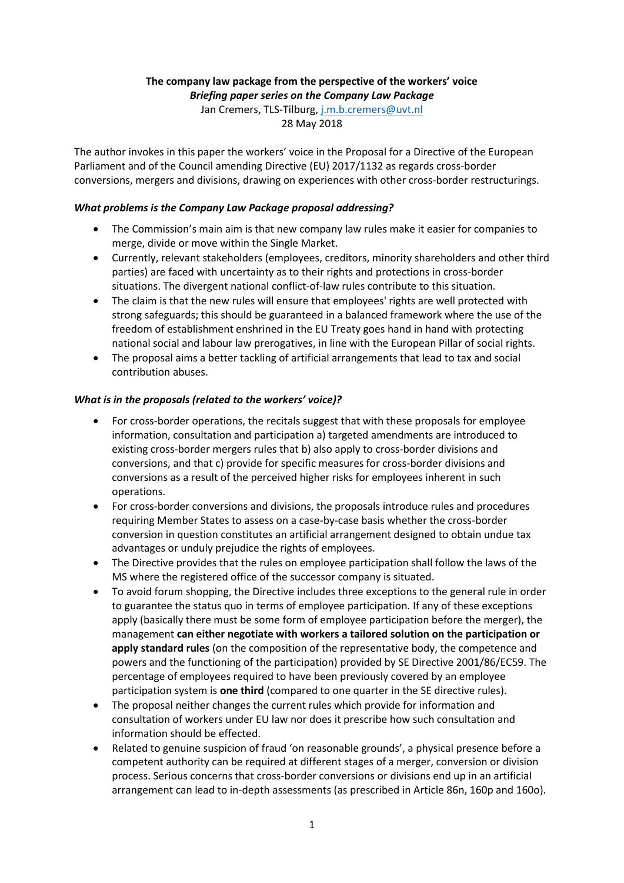**The company law package from the perspective of the workers' voice**

***Briefing paper series on the Company Law Package***

Jan Cremers, TLS-Tilburg, j.m.b.cremers@uvt.nl

28 May 2018

The author invokes in this paper the workers' voice in the Proposal for a Directive of the European Parliament and of the Council amending Directive (EU) 2017/1132 as regards cross-border conversions, mergers and divisions, drawing on experiences with other cross-border restructurings.

***What problems is the Company Law Package proposal addressing?***

- The Commission's main aim is that new company law rules make it easier for companies to merge, divide or move within the Single Market.
- Currently, relevant stakeholders (employees, creditors, minority shareholders and other third parties) are faced with uncertainty as to their rights and protections in cross-border situations. The divergent national conflict-of-law rules contribute to this situation.
- The claim is that the new rules will ensure that employees' rights are well protected with strong safeguards; this should be guaranteed in a balanced framework where the use of the freedom of establishment enshrined in the EU Treaty goes hand in hand with protecting national social and labour law prerogatives, in line with the European Pillar of social rights.
- The proposal aims a better tackling of artificial arrangements that lead to tax and social contribution abuses.

***What is in the proposals (related to the workers' voice)?***

- For cross-border operations, the recitals suggest that with these proposals for employee information, consultation and participation a) targeted amendments are introduced to existing cross-border mergers rules that b) also apply to cross-border divisions and conversions, and that c) provide for specific measures for cross-border divisions and conversions as a result of the perceived higher risks for employees inherent in such operations.
- For cross-border conversions and divisions, the proposals introduce rules and procedures requiring Member States to assess on a case-by-case basis whether the cross-border conversion in question constitutes an artificial arrangement designed to obtain undue tax advantages or unduly prejudice the rights of employees.
- The Directive provides that the rules on employee participation shall follow the laws of the MS where the registered office of the successor company is situated.
- To avoid forum shopping, the Directive includes three exceptions to the general rule in order to guarantee the status quo in terms of employee participation. If any of these exceptions apply (basically there must be some form of employee participation before the merger), the management **can either negotiate with workers a tailored solution on the participation or apply standard rules** (on the composition of the representative body, the competence and powers and the functioning of the participation) provided by SE Directive 2001/86/EC59. The percentage of employees required to have been previously covered by an employee participation system is **one third** (compared to one quarter in the SE directive rules).
- The proposal neither changes the current rules which provide for information and consultation of workers under EU law nor does it prescribe how such consultation and information should be effected.
- Related to genuine suspicion of fraud 'on reasonable grounds', a physical presence before a competent authority can be required at different stages of a merger, conversion or division process. Serious concerns that cross-border conversions or divisions end up in an artificial arrangement can lead to in-depth assessments (as prescribed in Article 86n, 160p and 160o).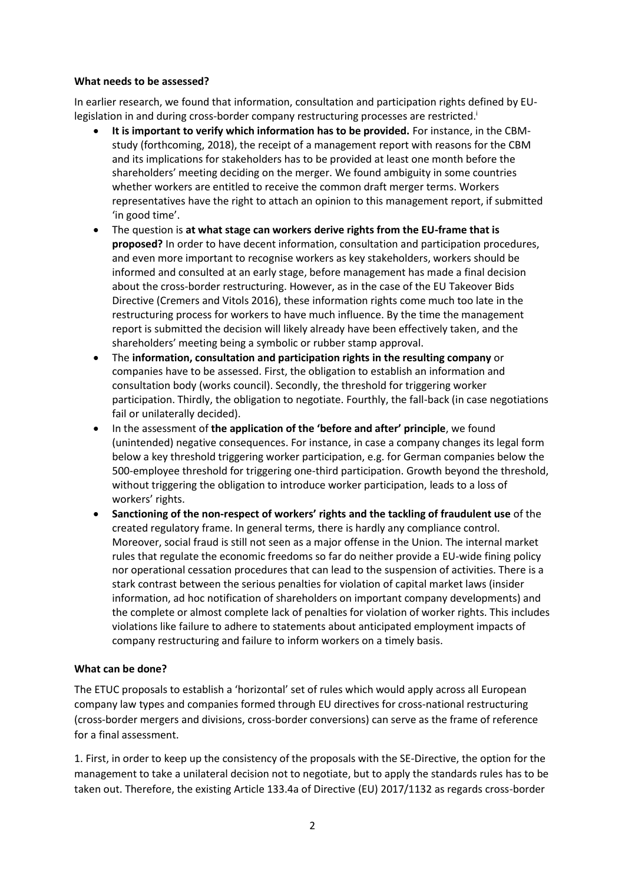**What needs to be assessed?**

In earlier research, we found that information, consultation and participation rights defined by EU-legislation in and during cross-border company restructuring processes are restricted.[i]

- **It is important to verify which information has to be provided.** For instance, in the CBM-study (forthcoming, 2018), the receipt of a management report with reasons for the CBM and its implications for stakeholders has to be provided at least one month before the shareholders' meeting deciding on the merger. We found ambiguity in some countries whether workers are entitled to receive the common draft merger terms. Workers representatives have the right to attach an opinion to this management report, if submitted 'in good time'.
- The question is **at what stage can workers derive rights from the EU-frame that is proposed?** In order to have decent information, consultation and participation procedures, and even more important to recognise workers as key stakeholders, workers should be informed and consulted at an early stage, before management has made a final decision about the cross-border restructuring. However, as in the case of the EU Takeover Bids Directive (Cremers and Vitols 2016), these information rights come much too late in the restructuring process for workers to have much influence. By the time the management report is submitted the decision will likely already have been effectively taken, and the shareholders' meeting being a symbolic or rubber stamp approval.
- The **information, consultation and participation rights in the resulting company** or companies have to be assessed. First, the obligation to establish an information and consultation body (works council). Secondly, the threshold for triggering worker participation. Thirdly, the obligation to negotiate. Fourthly, the fall-back (in case negotiations fail or unilaterally decided).
- In the assessment of **the application of the 'before and after' principle**, we found (unintended) negative consequences. For instance, in case a company changes its legal form below a key threshold triggering worker participation, e.g. for German companies below the 500-employee threshold for triggering one-third participation. Growth beyond the threshold, without triggering the obligation to introduce worker participation, leads to a loss of workers' rights.
- **Sanctioning of the non-respect of workers' rights and the tackling of fraudulent use** of the created regulatory frame. In general terms, there is hardly any compliance control. Moreover, social fraud is still not seen as a major offense in the Union. The internal market rules that regulate the economic freedoms so far do neither provide a EU-wide fining policy nor operational cessation procedures that can lead to the suspension of activities. There is a stark contrast between the serious penalties for violation of capital market laws (insider information, ad hoc notification of shareholders on important company developments) and the complete or almost complete lack of penalties for violation of worker rights. This includes violations like failure to adhere to statements about anticipated employment impacts of company restructuring and failure to inform workers on a timely basis.

**What can be done?**

The ETUC proposals to establish a 'horizontal' set of rules which would apply across all European company law types and companies formed through EU directives for cross-national restructuring (cross-border mergers and divisions, cross-border conversions) can serve as the frame of reference for a final assessment.

1. First, in order to keep up the consistency of the proposals with the SE-Directive, the option for the management to take a unilateral decision not to negotiate, but to apply the standards rules has to be taken out. Therefore, the existing Article 133.4a of Directive (EU) 2017/1132 as regards cross-border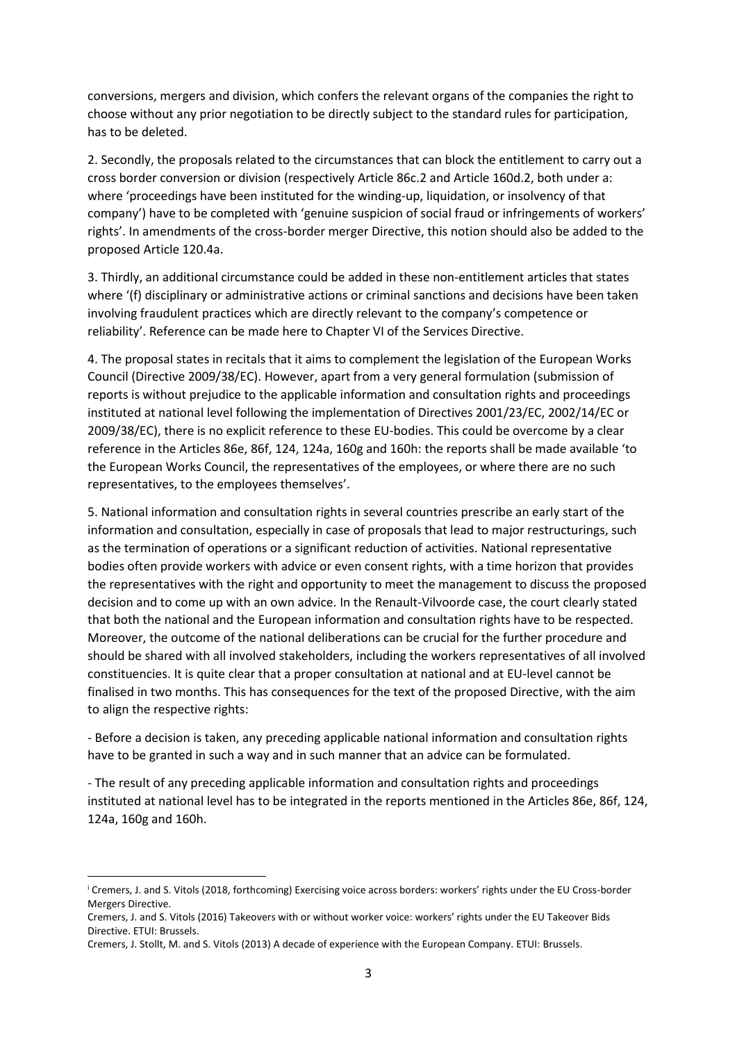conversions, mergers and division, which confers the relevant organs of the companies the right to choose without any prior negotiation to be directly subject to the standard rules for participation, has to be deleted.

2. Secondly, the proposals related to the circumstances that can block the entitlement to carry out a cross border conversion or division (respectively Article 86c.2 and Article 160d.2, both under a: where 'proceedings have been instituted for the winding-up, liquidation, or insolvency of that company') have to be completed with 'genuine suspicion of social fraud or infringements of workers' rights'. In amendments of the cross-border merger Directive, this notion should also be added to the proposed Article 120.4a.

3. Thirdly, an additional circumstance could be added in these non-entitlement articles that states where '(f) disciplinary or administrative actions or criminal sanctions and decisions have been taken involving fraudulent practices which are directly relevant to the company's competence or reliability'. Reference can be made here to Chapter VI of the Services Directive.

4. The proposal states in recitals that it aims to complement the legislation of the European Works Council (Directive 2009/38/EC). However, apart from a very general formulation (submission of reports is without prejudice to the applicable information and consultation rights and proceedings instituted at national level following the implementation of Directives 2001/23/EC, 2002/14/EC or 2009/38/EC), there is no explicit reference to these EU-bodies. This could be overcome by a clear reference in the Articles 86e, 86f, 124, 124a, 160g and 160h: the reports shall be made available 'to the European Works Council, the representatives of the employees, or where there are no such representatives, to the employees themselves'.

5. National information and consultation rights in several countries prescribe an early start of the information and consultation, especially in case of proposals that lead to major restructurings, such as the termination of operations or a significant reduction of activities. National representative bodies often provide workers with advice or even consent rights, with a time horizon that provides the representatives with the right and opportunity to meet the management to discuss the proposed decision and to come up with an own advice. In the Renault-Vilvoorde case, the court clearly stated that both the national and the European information and consultation rights have to be respected. Moreover, the outcome of the national deliberations can be crucial for the further procedure and should be shared with all involved stakeholders, including the workers representatives of all involved constituencies. It is quite clear that a proper consultation at national and at EU-level cannot be finalised in two months. This has consequences for the text of the proposed Directive, with the aim to align the respective rights:

- Before a decision is taken, any preceding applicable national information and consultation rights have to be granted in such a way and in such manner that an advice can be formulated.

- The result of any preceding applicable information and consultation rights and proceedings instituted at national level has to be integrated in the reports mentioned in the Articles 86e, 86f, 124, 124a, 160g and 160h.

---

[i] Cremers, J. and S. Vitols (2018, forthcoming) Exercising voice across borders: workers' rights under the EU Cross-border Mergers Directive.

Cremers, J. and S. Vitols (2016) Takeovers with or without worker voice: workers' rights under the EU Takeover Bids Directive. ETUI: Brussels.

Cremers, J. Stollt, M. and S. Vitols (2013) A decade of experience with the European Company. ETUI: Brussels.